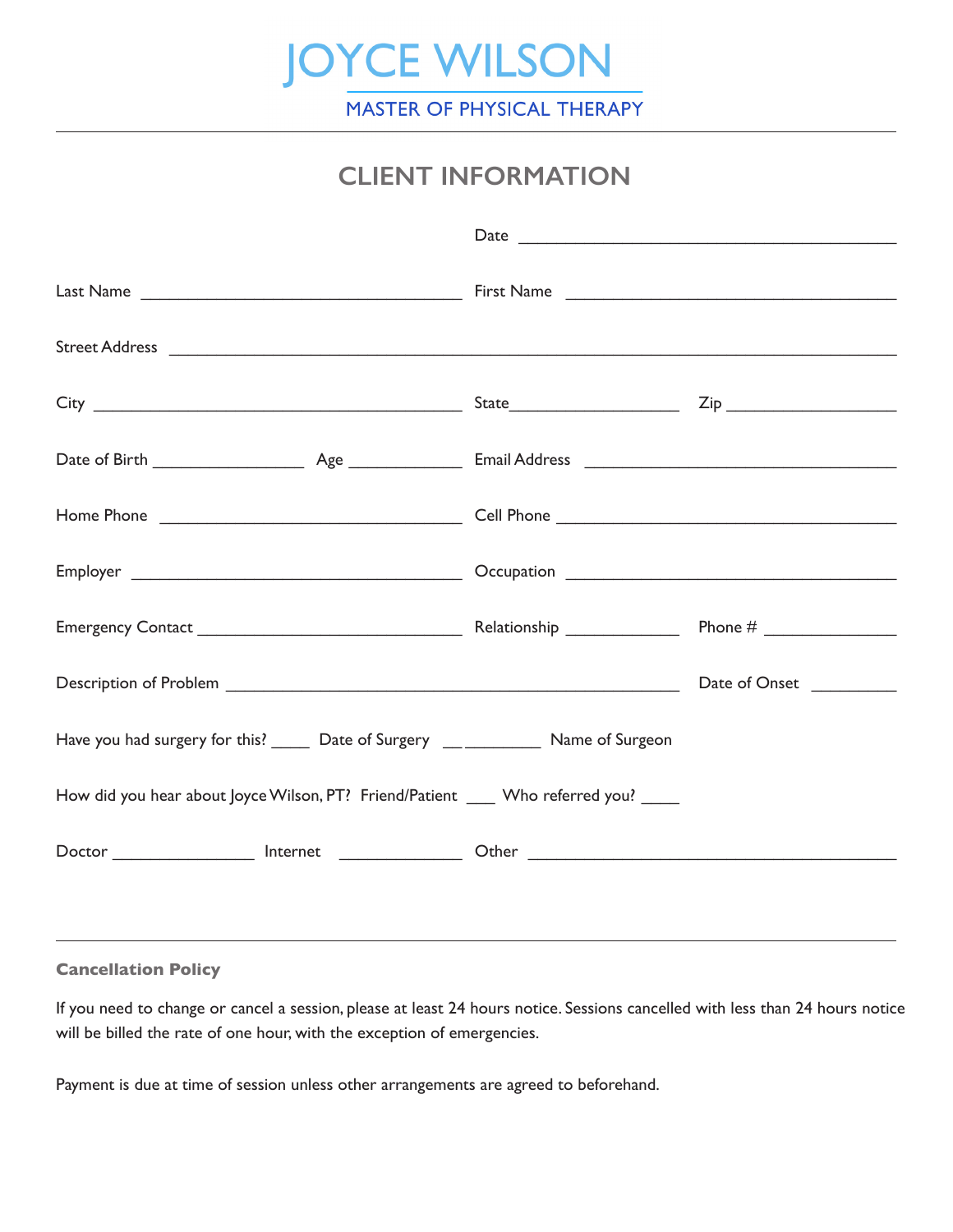# JOYCE WILSON

MASTER OF PHYSICAL THERAPY

## CLIENT INFORMATION

Date ___________________________________________

Last Name ____________________________________ First Name ____________________________________

Street Address ______________________________________________________________________________

City __________________________________________ State__________________ Zip __________________

Date of Birth _________________ Age _____________ Email Address __________________________________

Home Phone __________________________________ Cell Phone _______________________________________

Employer _____________________________________ Occupation _____________________________________

Emergency Contact ______________________________ Relationship _____________ Phone # _______________

Description of Problem ___________________________________________________ Date of Onset _________

Have you had surgery for this? _____ Date of Surgery ___________ Name of Surgeon

How did you hear about Joyce Wilson, PT? Friend/Patient ___ Who referred you? _____

Doctor ________________ Internet ______________ Other __________________________________________

---

**Cancellation Policy**

If you need to change or cancel a session, please at least 24 hours notice. Sessions cancelled with less than 24 hours notice will be billed the rate of one hour, with the exception of emergencies.

Payment is due at time of session unless other arrangements are agreed to beforehand.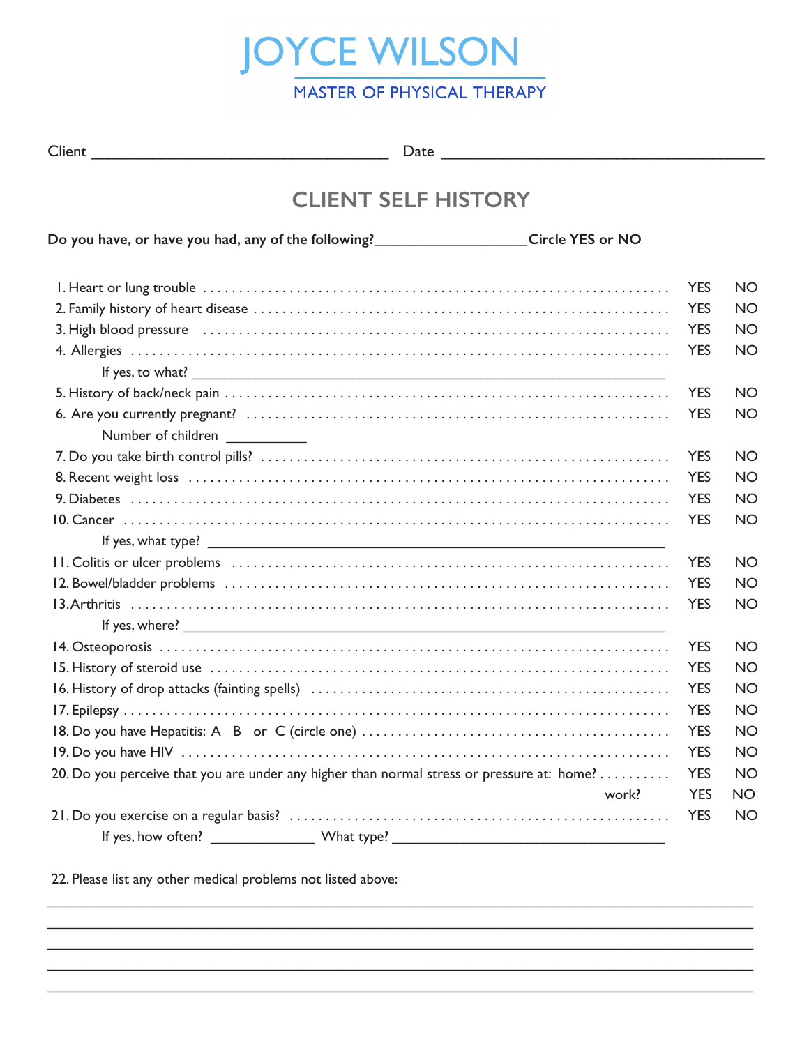# JOYCE WILSON

MASTER OF PHYSICAL THERAPY

Client ____________________________________ Date ________________________________________

## CLIENT SELF HISTORY

**Do you have, or have you had, any of the following?___________________Circle YES or NO**

1. Heart or lung trouble .................................................................... YES NO
2. Family history of heart disease ................................................... YES NO
3. High blood pressure ...................................................................... YES NO
4. Allergies ........................................................................................ YES NO
   If yes, to what? _________________________________________________________
5. History of back/neck pain ............................................................ YES NO
6. Are you currently pregnant? ........................................................ YES NO
   Number of children __________
7. Do you take birth control pills? .................................................... YES NO
8. Recent weight loss ........................................................................ YES NO
9. Diabetes ........................................................................................ YES NO
10. Cancer ......................................................................................... YES NO
    If yes, what type? _____________________________________________________
11. Colitis or ulcer problems ............................................................ YES NO
12. Bowel/bladder problems ............................................................ YES NO
13. Arthritis ...................................................................................... YES NO
    If yes, where? ________________________________________________________
14. Osteoporosis ............................................................................... YES NO
15. History of steroid use ................................................................. YES NO
16. History of drop attacks (fainting spells) ..................................... YES NO
17. Epilepsy ....................................................................................... YES NO
18. Do you have Hepatitis: A B or C (circle one) ............................... YES NO
19. Do you have HIV .......................................................................... YES NO
20. Do you perceive that you are under any higher than normal stress or pressure at: home? .......... YES NO
    work? YES NO
21. Do you exercise on a regular basis? ............................................ YES NO
    If yes, how often? _____________ What type? ___________________________________
22. Please list any other medical problems not listed above:

_______________________________________________________________________________________

_______________________________________________________________________________________

_______________________________________________________________________________________

_______________________________________________________________________________________

_______________________________________________________________________________________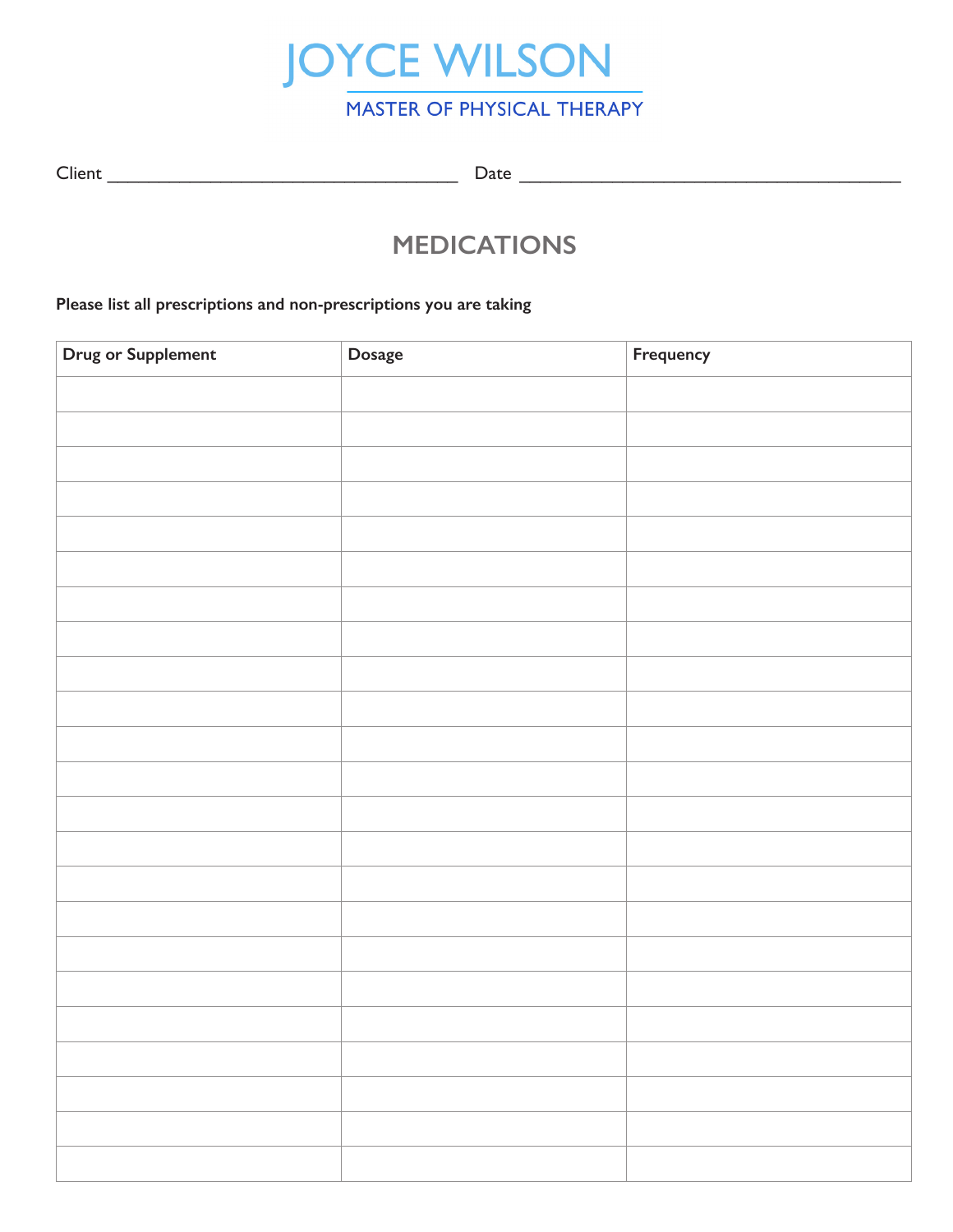# JOYCE WILSON

MASTER OF PHYSICAL THERAPY

Client ___________________________________ Date ______________________________________

## MEDICATIONS

**Please list all prescriptions and non-prescriptions you are taking**

| Drug or Supplement | Dosage | Frequency |
|---|---|---|
| | | |
| | | |
| | | |
| | | |
| | | |
| | | |
| | | |
| | | |
| | | |
| | | |
| | | |
| | | |
| | | |
| | | |
| | | |
| | | |
| | | |
| | | |
| | | |
| | | |
| | | |
| | | |
| | | |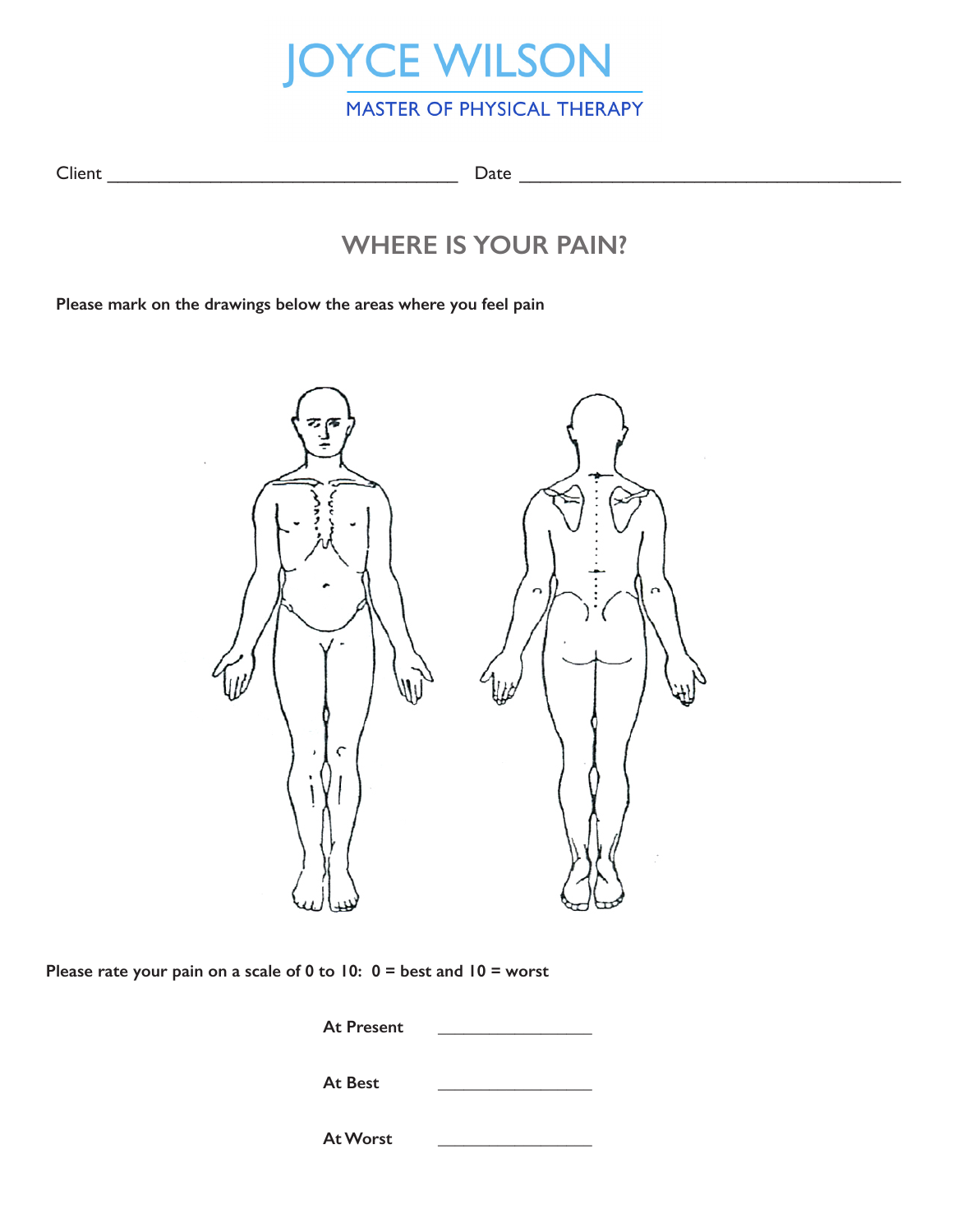# JOYCE WILSON

MASTER OF PHYSICAL THERAPY

Client \_\_\_\_\_\_\_\_\_\_\_\_\_\_\_\_\_\_\_\_\_\_\_\_\_\_\_\_\_\_\_\_\_\_\_\_ Date \_\_\_\_\_\_\_\_\_\_\_\_\_\_\_\_\_\_\_\_\_\_\_\_\_\_\_\_\_\_\_\_\_\_\_\_\_\_\_\_

## WHERE IS YOUR PAIN?

**Please mark on the drawings below the areas where you feel pain**

**Please rate your pain on a scale of 0 to 10: 0 = best and 10 = worst**

**At Present** \_\_\_\_\_\_\_\_\_\_\_\_\_\_\_\_\_\_

**At Best** \_\_\_\_\_\_\_\_\_\_\_\_\_\_\_\_\_\_

**At Worst** \_\_\_\_\_\_\_\_\_\_\_\_\_\_\_\_\_\_